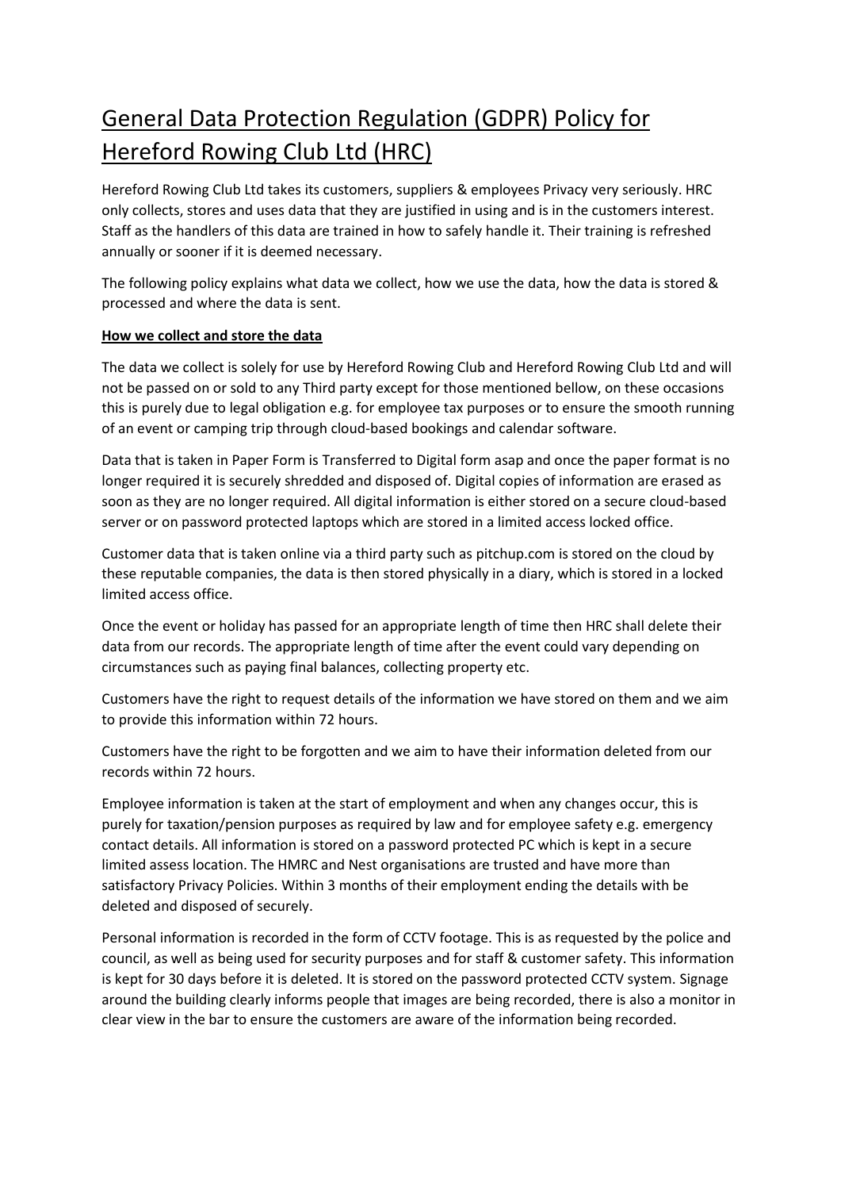# General Data Protection Regulation (GDPR) Policy for Hereford Rowing Club Ltd (HRC)

Hereford Rowing Club Ltd takes its customers, suppliers & employees Privacy very seriously. HRC only collects, stores and uses data that they are justified in using and is in the customers interest. Staff as the handlers of this data are trained in how to safely handle it. Their training is refreshed annually or sooner if it is deemed necessary.

The following policy explains what data we collect, how we use the data, how the data is stored & processed and where the data is sent.

**How we collect and store the data**

The data we collect is solely for use by Hereford Rowing Club and Hereford Rowing Club Ltd and will not be passed on or sold to any Third party except for those mentioned bellow, on these occasions this is purely due to legal obligation e.g. for employee tax purposes or to ensure the smooth running of an event or camping trip through cloud-based bookings and calendar software.

Data that is taken in Paper Form is Transferred to Digital form asap and once the paper format is no longer required it is securely shredded and disposed of. Digital copies of information are erased as soon as they are no longer required. All digital information is either stored on a secure cloud-based server or on password protected laptops which are stored in a limited access locked office.

Customer data that is taken online via a third party such as pitchup.com is stored on the cloud by these reputable companies, the data is then stored physically in a diary, which is stored in a locked limited access office.

Once the event or holiday has passed for an appropriate length of time then HRC shall delete their data from our records. The appropriate length of time after the event could vary depending on circumstances such as paying final balances, collecting property etc.

Customers have the right to request details of the information we have stored on them and we aim to provide this information within 72 hours.

Customers have the right to be forgotten and we aim to have their information deleted from our records within 72 hours.

Employee information is taken at the start of employment and when any changes occur, this is purely for taxation/pension purposes as required by law and for employee safety e.g. emergency contact details. All information is stored on a password protected PC which is kept in a secure limited assess location. The HMRC and Nest organisations are trusted and have more than satisfactory Privacy Policies. Within 3 months of their employment ending the details with be deleted and disposed of securely.

Personal information is recorded in the form of CCTV footage. This is as requested by the police and council, as well as being used for security purposes and for staff & customer safety. This information is kept for 30 days before it is deleted. It is stored on the password protected CCTV system. Signage around the building clearly informs people that images are being recorded, there is also a monitor in clear view in the bar to ensure the customers are aware of the information being recorded.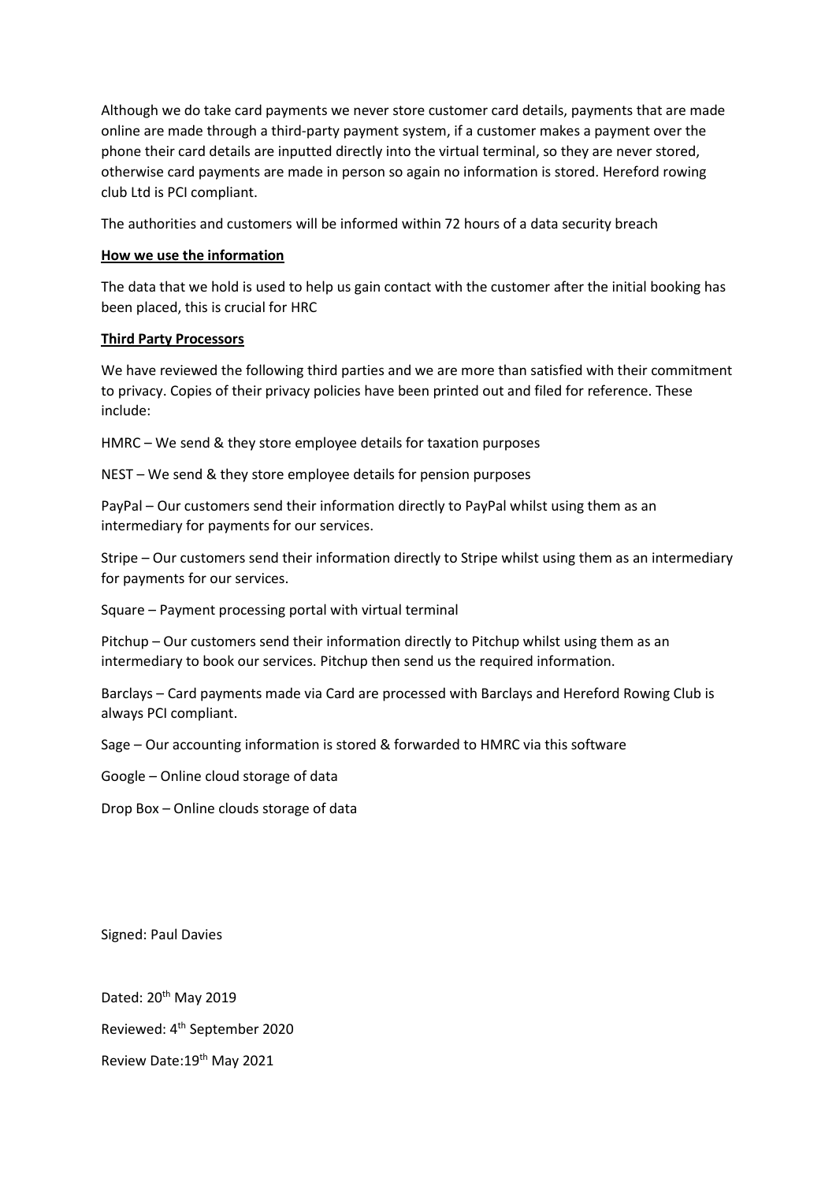Although we do take card payments we never store customer card details, payments that are made online are made through a third-party payment system, if a customer makes a payment over the phone their card details are inputted directly into the virtual terminal, so they are never stored, otherwise card payments are made in person so again no information is stored. Hereford rowing club Ltd is PCI compliant.

The authorities and customers will be informed within 72 hours of a data security breach

**How we use the information**

The data that we hold is used to help us gain contact with the customer after the initial booking has been placed, this is crucial for HRC

**Third Party Processors**

We have reviewed the following third parties and we are more than satisfied with their commitment to privacy. Copies of their privacy policies have been printed out and filed for reference. These include:

HMRC – We send & they store employee details for taxation purposes

NEST – We send & they store employee details for pension purposes

PayPal – Our customers send their information directly to PayPal whilst using them as an intermediary for payments for our services.

Stripe – Our customers send their information directly to Stripe whilst using them as an intermediary for payments for our services.

Square – Payment processing portal with virtual terminal

Pitchup – Our customers send their information directly to Pitchup whilst using them as an intermediary to book our services. Pitchup then send us the required information.

Barclays – Card payments made via Card are processed with Barclays and Hereford Rowing Club is always PCI compliant.

Sage – Our accounting information is stored & forwarded to HMRC via this software

Google – Online cloud storage of data

Drop Box – Online clouds storage of data

Signed: Paul Davies

Dated: 20th May 2019

Reviewed: 4th September 2020

Review Date:19th May 2021